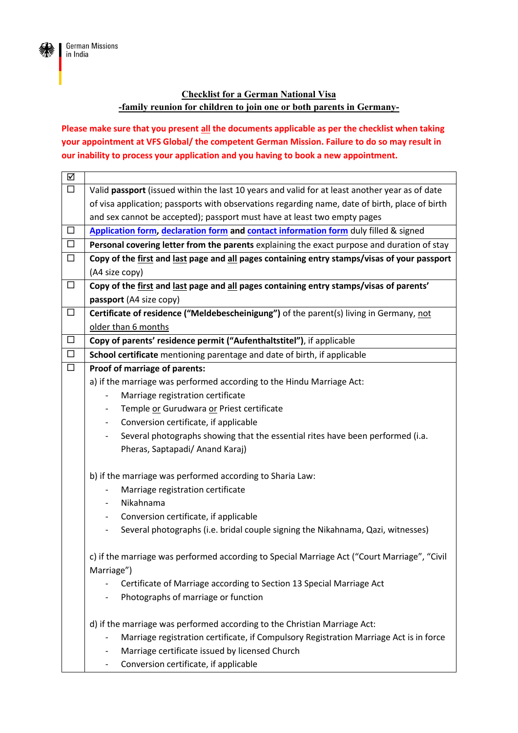German Missions in India

**Checklist for a German National Visa**

**-family reunion for children to join one or both parents in Germany-**

**Please make sure that you present all the documents applicable as per the checklist when taking your appointment at VFS Global/ the competent German Mission. Failure to do so may result in our inability to process your application and you having to book a new appointment.**

| ☑ | |
|---|---|
| ☐ | Valid **passport** (issued within the last 10 years and valid for at least another year as of date of visa application; passports with observations regarding name, date of birth, place of birth and sex cannot be accepted); passport must have at least two empty pages |
| ☐ | **Application form**, **declaration form** and **contact information form** duly filled & signed |
| ☐ | **Personal covering letter from the parents** explaining the exact purpose and duration of stay |
| ☐ | **Copy of the first and last page and all pages containing entry stamps/visas of your passport** (A4 size copy) |
| ☐ | **Copy of the first and last page and all pages containing entry stamps/visas of parents' passport** (A4 size copy) |
| ☐ | **Certificate of residence ("Meldebescheinigung")** of the parent(s) living in Germany, not older than 6 months |
| ☐ | **Copy of parents' residence permit ("Aufenthaltstitel")**, if applicable |
| ☐ | **School certificate** mentioning parentage and date of birth, if applicable |
| ☐ | **Proof of marriage of parents:**<br>a) if the marriage was performed according to the Hindu Marriage Act:<br>- Marriage registration certificate<br>- Temple or Gurudwara or Priest certificate<br>- Conversion certificate, if applicable<br>- Several photographs showing that the essential rites have been performed (i.a. Pheras, Saptapadi/ Anand Karaj)<br><br>b) if the marriage was performed according to Sharia Law:<br>- Marriage registration certificate<br>- Nikahnama<br>- Conversion certificate, if applicable<br>- Several photographs (i.e. bridal couple signing the Nikahnama, Qazi, witnesses)<br><br>c) if the marriage was performed according to Special Marriage Act ("Court Marriage", "Civil Marriage")<br>- Certificate of Marriage according to Section 13 Special Marriage Act<br>- Photographs of marriage or function<br><br>d) if the marriage was performed according to the Christian Marriage Act:<br>- Marriage registration certificate, if Compulsory Registration Marriage Act is in force<br>- Marriage certificate issued by licensed Church<br>- Conversion certificate, if applicable |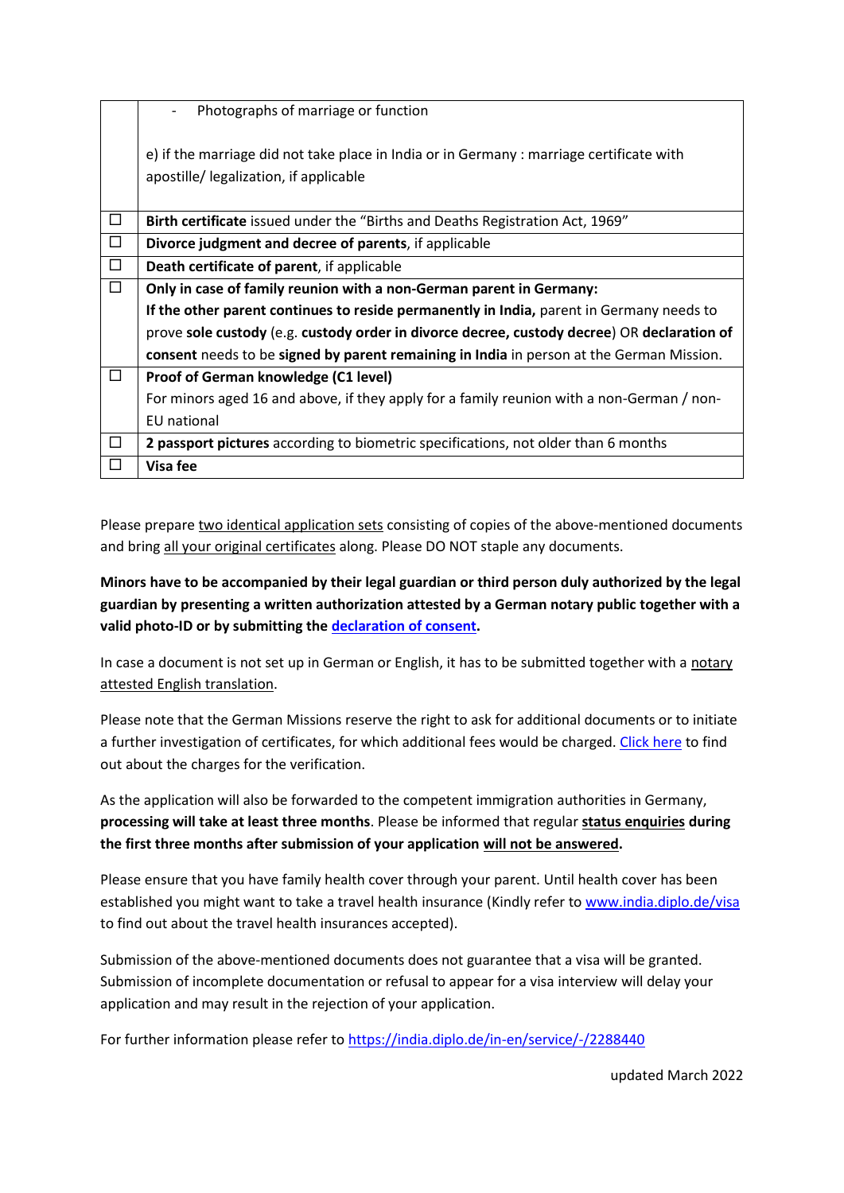| | |
|---|---|
| | - Photographs of marriage or function<br><br>e) if the marriage did not take place in India or in Germany : marriage certificate with apostille/ legalization, if applicable |
| ☐ | **Birth certificate** issued under the "Births and Deaths Registration Act, 1969" |
| ☐ | **Divorce judgment and decree of parents**, if applicable |
| ☐ | **Death certificate of parent**, if applicable |
| ☐ | **Only in case of family reunion with a non-German parent in Germany:**<br>**If the other parent continues to reside permanently in India,** parent in Germany needs to prove **sole custody** (e.g. **custody order in divorce decree, custody decree**) OR **declaration of consent** needs to be **signed by parent remaining in India** in person at the German Mission. |
| ☐ | **Proof of German knowledge (C1 level)**<br>For minors aged 16 and above, if they apply for a family reunion with a non-German / non-EU national |
| ☐ | **2 passport pictures** according to biometric specifications, not older than 6 months |
| ☐ | **Visa fee** |

Please prepare two identical application sets consisting of copies of the above-mentioned documents and bring all your original certificates along. Please DO NOT staple any documents.

**Minors have to be accompanied by their legal guardian or third person duly authorized by the legal guardian by presenting a written authorization attested by a German notary public together with a valid photo-ID or by submitting the declaration of consent.**

In case a document is not set up in German or English, it has to be submitted together with a notary attested English translation.

Please note that the German Missions reserve the right to ask for additional documents or to initiate a further investigation of certificates, for which additional fees would be charged. Click here to find out about the charges for the verification.

As the application will also be forwarded to the competent immigration authorities in Germany, **processing will take at least three months**. Please be informed that regular **status enquiries during the first three months after submission of your application will not be answered.**

Please ensure that you have family health cover through your parent. Until health cover has been established you might want to take a travel health insurance (Kindly refer to www.india.diplo.de/visa to find out about the travel health insurances accepted).

Submission of the above-mentioned documents does not guarantee that a visa will be granted. Submission of incomplete documentation or refusal to appear for a visa interview will delay your application and may result in the rejection of your application.

For further information please refer to https://india.diplo.de/in-en/service/-/2288440

updated March 2022